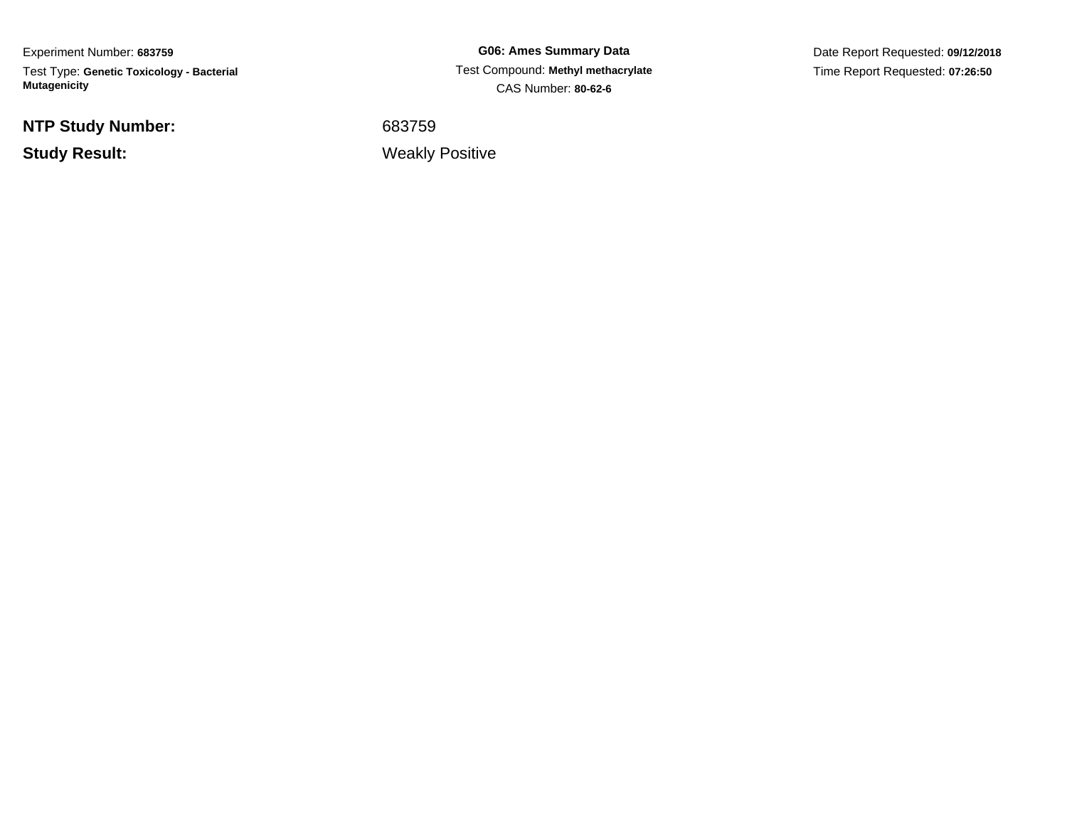Experiment Number: **683759**

Test Type: **Genetic Toxicology - Bacterial Mutagenicity**

**G06: Ames Summary Data**

Test Compound: **Methyl methacrylate**

CAS Number: **80-62-6**

Date Report Requested: **09/12/2018**

Time Report Requested: **07:26:50**

**NTP Study Number:** 683759

**Study Result:** Weakly Positive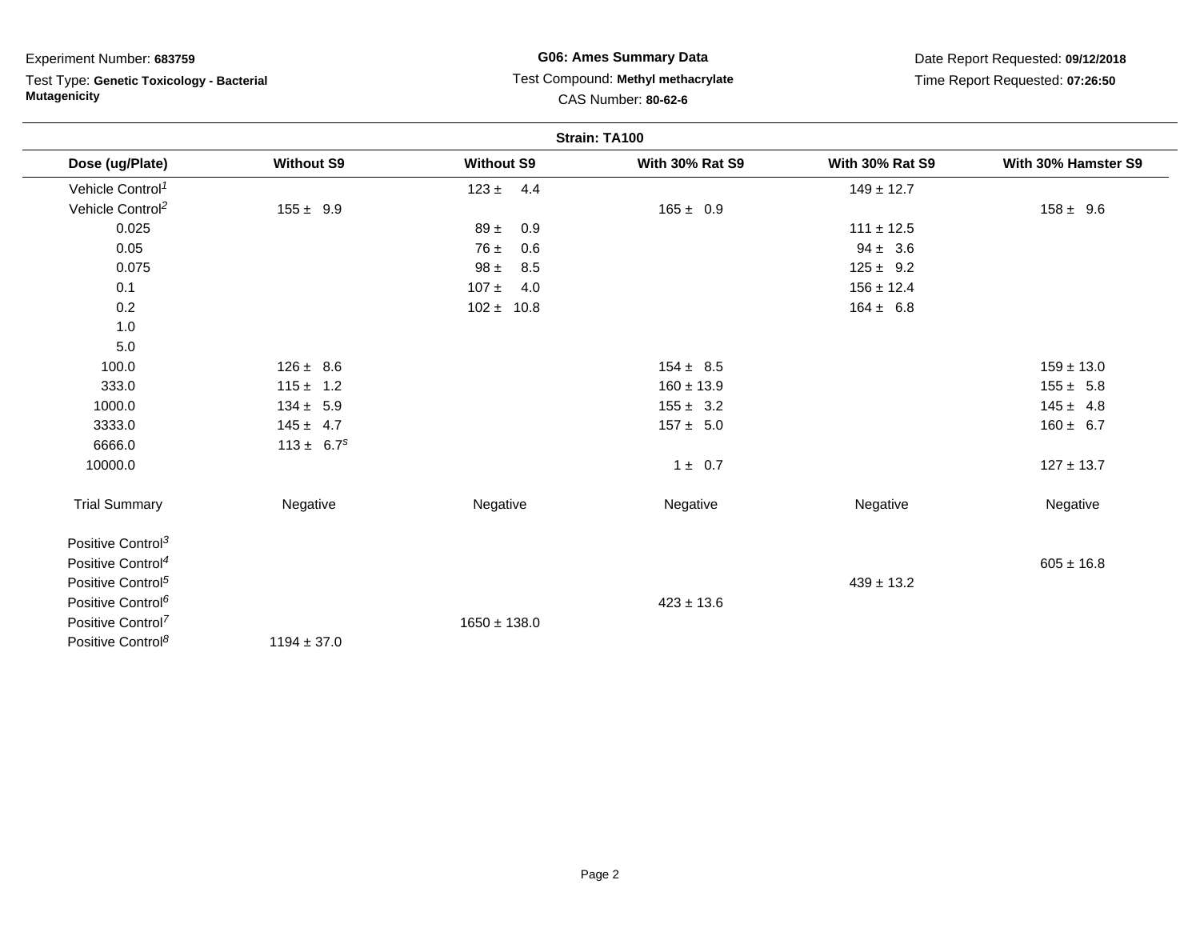Experiment Number: **683759**

Test Type: **Genetic Toxicology - Bacterial Mutagenicity**

**G06: Ames Summary Data**

Test Compound: **Methyl methacrylate**

CAS Number: **80-62-6**

Date Report Requested: **09/12/2018**

Time Report Requested: **07:26:50**

**Strain: TA100**

| Dose (ug/Plate) | Without S9 | Without S9 | With 30% Rat S9 | With 30% Rat S9 | With 30% Hamster S9 |
|---|---|---|---|---|---|
| Vehicle Control[1] | | 123 ± 4.4 | | 149 ± 12.7 | |
| Vehicle Control[2] | 155 ± 9.9 | | 165 ± 0.9 | | 158 ± 9.6 |
| 0.025 | | 89 ± 0.9 | | 111 ± 12.5 | |
| 0.05 | | 76 ± 0.6 | | 94 ± 3.6 | |
| 0.075 | | 98 ± 8.5 | | 125 ± 9.2 | |
| 0.1 | | 107 ± 4.0 | | 156 ± 12.4 | |
| 0.2 | | 102 ± 10.8 | | 164 ± 6.8 | |
| 1.0 | | | | | |
| 5.0 | | | | | |
| 100.0 | 126 ± 8.6 | | 154 ± 8.5 | | 159 ± 13.0 |
| 333.0 | 115 ± 1.2 | | 160 ± 13.9 | | 155 ± 5.8 |
| 1000.0 | 134 ± 5.9 | | 155 ± 3.2 | | 145 ± 4.8 |
| 3333.0 | 145 ± 4.7 | | 157 ± 5.0 | | 160 ± 6.7 |
| 6666.0 | 113 ± 6.7[s] | | | | |
| 10000.0 | | | 1 ± 0.7 | | 127 ± 13.7 |
| Trial Summary | Negative | Negative | Negative | Negative | Negative |
| Positive Control[3] | | | | | |
| Positive Control[4] | | | | | 605 ± 16.8 |
| Positive Control[5] | | | | 439 ± 13.2 | |
| Positive Control[6] | | | 423 ± 13.6 | | |
| Positive Control[7] | | 1650 ± 138.0 | | | |
| Positive Control[8] | 1194 ± 37.0 | | | | |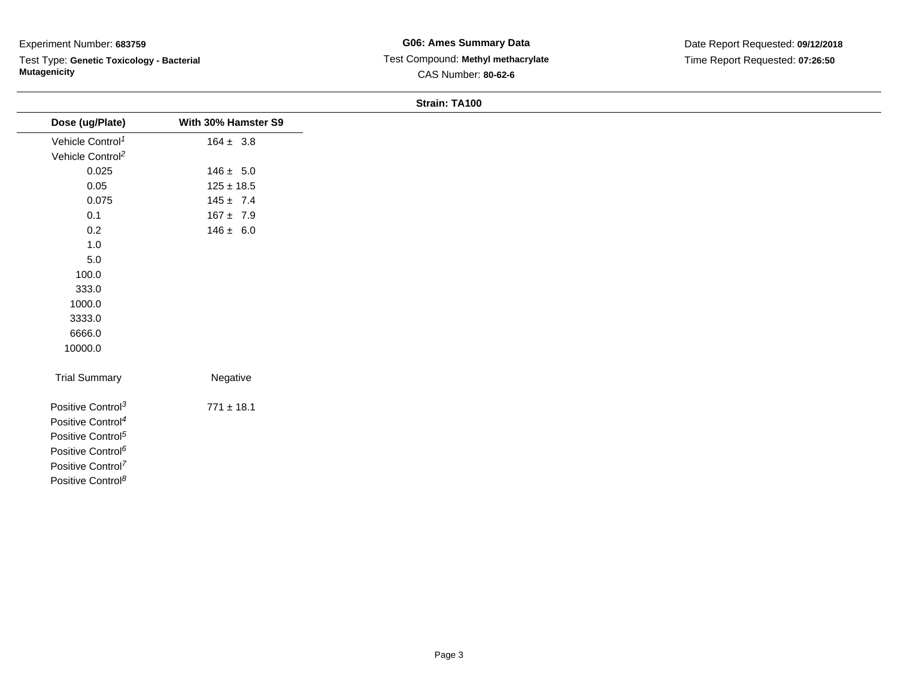Experiment Number: **683759**

Test Type: **Genetic Toxicology - Bacterial Mutagenicity**

**G06: Ames Summary Data**

Test Compound: **Methyl methacrylate**

CAS Number: **80-62-6**

Date Report Requested: **09/12/2018**

Time Report Requested: **07:26:50**

**Strain: TA100**

| Dose (ug/Plate) | With 30% Hamster S9 |
|---|---|
| Vehicle Control[1] | 164 ± 3.8 |
| Vehicle Control[2] | |
| 0.025 | 146 ± 5.0 |
| 0.05 | 125 ± 18.5 |
| 0.075 | 145 ± 7.4 |
| 0.1 | 167 ± 7.9 |
| 0.2 | 146 ± 6.0 |
| 1.0 | |
| 5.0 | |
| 100.0 | |
| 333.0 | |
| 1000.0 | |
| 3333.0 | |
| 6666.0 | |
| 10000.0 | |
| Trial Summary | Negative |
| Positive Control[3] | 771 ± 18.1 |
| Positive Control[4] | |
| Positive Control[5] | |
| Positive Control[6] | |
| Positive Control[7] | |
| Positive Control[8] | |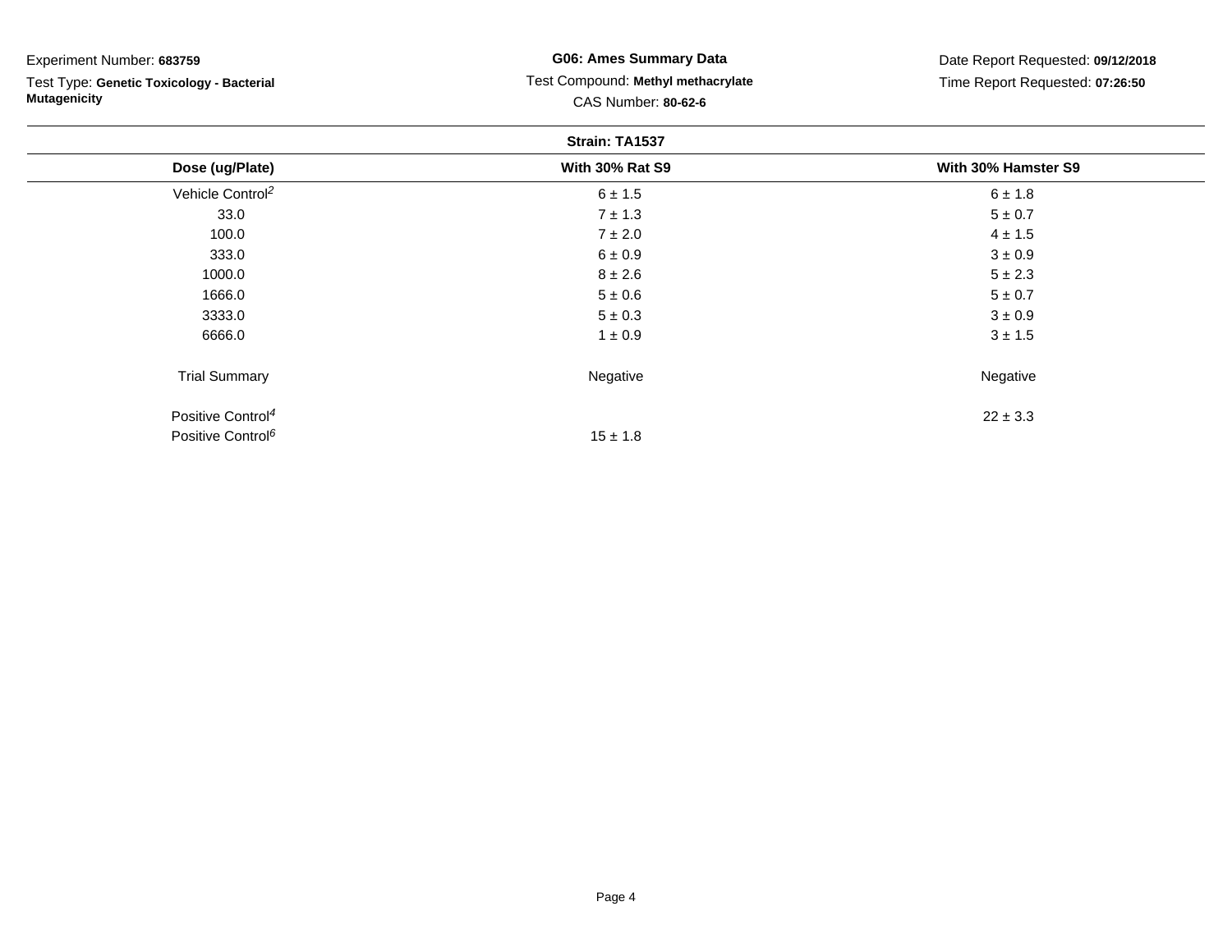Experiment Number: **683759**

Test Type: **Genetic Toxicology - Bacterial Mutagenicity**

**G06: Ames Summary Data**

Test Compound: **Methyl methacrylate**

CAS Number: **80-62-6**

Date Report Requested: **09/12/2018**

Time Report Requested: **07:26:50**

**Strain: TA1537**

| Dose (ug/Plate) | With 30% Rat S9 | With 30% Hamster S9 |
|---|---|---|
| Vehicle Control[2] | 6 ± 1.5 | 6 ± 1.8 |
| 33.0 | 7 ± 1.3 | 5 ± 0.7 |
| 100.0 | 7 ± 2.0 | 4 ± 1.5 |
| 333.0 | 6 ± 0.9 | 3 ± 0.9 |
| 1000.0 | 8 ± 2.6 | 5 ± 2.3 |
| 1666.0 | 5 ± 0.6 | 5 ± 0.7 |
| 3333.0 | 5 ± 0.3 | 3 ± 0.9 |
| 6666.0 | 1 ± 0.9 | 3 ± 1.5 |
| Trial Summary | Negative | Negative |
| Positive Control[4] | | 22 ± 3.3 |
| Positive Control[6] | 15 ± 1.8 | |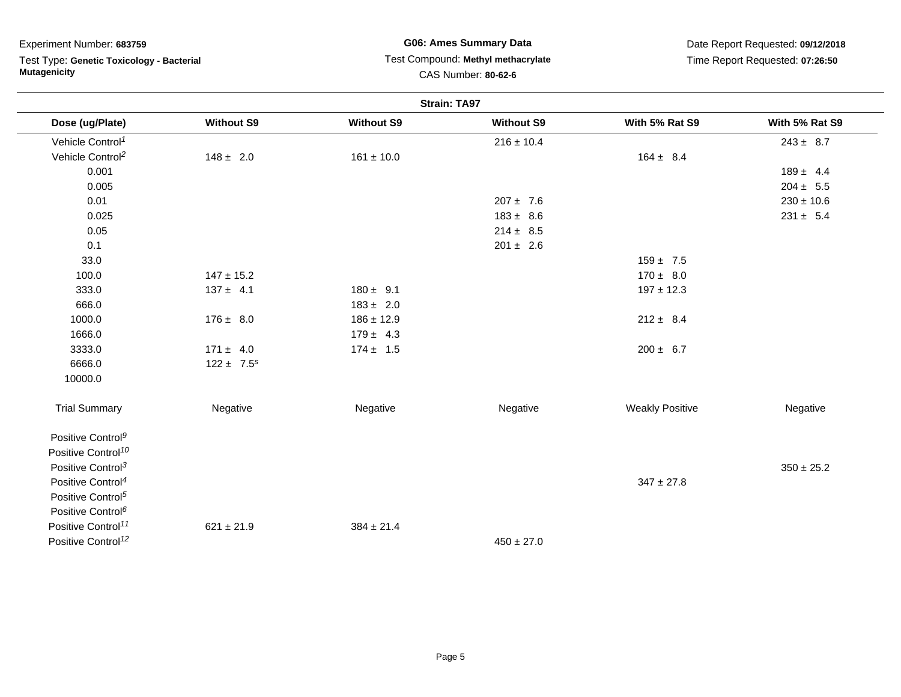Experiment Number: **683759**

Test Type: **Genetic Toxicology - Bacterial Mutagenicity**

**G06: Ames Summary Data**

Test Compound: **Methyl methacrylate**

CAS Number: **80-62-6**

Date Report Requested: **09/12/2018**

Time Report Requested: **07:26:50**

**Strain: TA97**

| Dose (ug/Plate) | Without S9 | Without S9 | Without S9 | With 5% Rat S9 | With 5% Rat S9 |
|---|---|---|---|---|---|
| Vehicle Control[1] | | | 216 ± 10.4 | | 243 ± 8.7 |
| Vehicle Control[2] | 148 ± 2.0 | 161 ± 10.0 | | 164 ± 8.4 | |
| 0.001 | | | | | 189 ± 4.4 |
| 0.005 | | | | | 204 ± 5.5 |
| 0.01 | | | 207 ± 7.6 | | 230 ± 10.6 |
| 0.025 | | | 183 ± 8.6 | | 231 ± 5.4 |
| 0.05 | | | 214 ± 8.5 | | |
| 0.1 | | | 201 ± 2.6 | | |
| 33.0 | | | | 159 ± 7.5 | |
| 100.0 | 147 ± 15.2 | | | 170 ± 8.0 | |
| 333.0 | 137 ± 4.1 | 180 ± 9.1 | | 197 ± 12.3 | |
| 666.0 | | 183 ± 2.0 | | | |
| 1000.0 | 176 ± 8.0 | 186 ± 12.9 | | 212 ± 8.4 | |
| 1666.0 | | 179 ± 4.3 | | | |
| 3333.0 | 171 ± 4.0 | 174 ± 1.5 | | 200 ± 6.7 | |
| 6666.0 | 122 ± 7.5[s] | | | | |
| 10000.0 | | | | | |
| Trial Summary | Negative | Negative | Negative | Weakly Positive | Negative |
| Positive Control[9] | | | | | |
| Positive Control[10] | | | | | |
| Positive Control[3] | | | | | 350 ± 25.2 |
| Positive Control[4] | | | | 347 ± 27.8 | |
| Positive Control[5] | | | | | |
| Positive Control[6] | | | | | |
| Positive Control[11] | 621 ± 21.9 | 384 ± 21.4 | | | |
| Positive Control[12] | | | 450 ± 27.0 | | |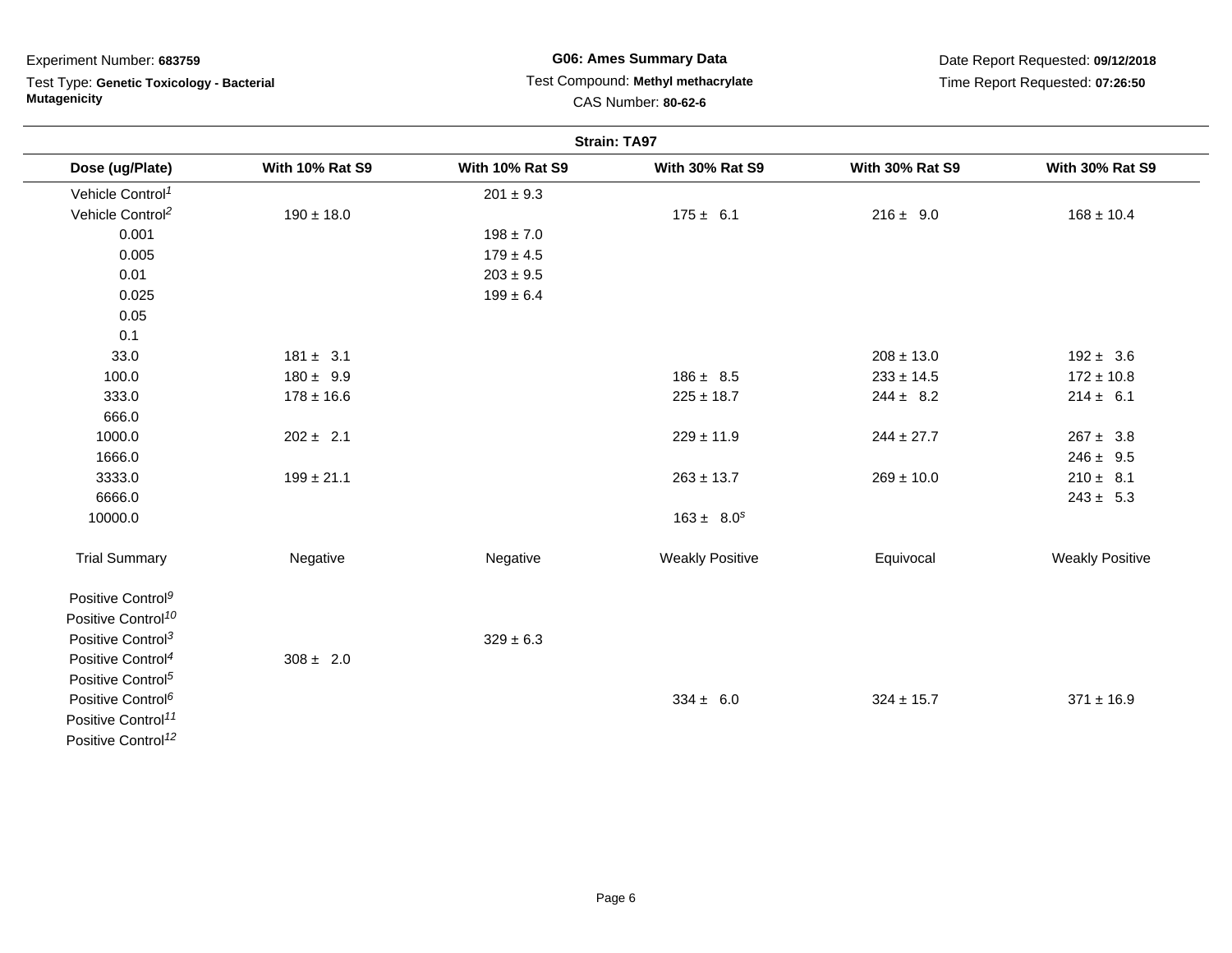Experiment Number: **683759**

Test Type: **Genetic Toxicology - Bacterial Mutagenicity**

**G06: Ames Summary Data**

Test Compound: **Methyl methacrylate**

CAS Number: **80-62-6**

Date Report Requested: **09/12/2018**

Time Report Requested: **07:26:50**

**Strain: TA97**

| Dose (ug/Plate) | With 10% Rat S9 | With 10% Rat S9 | With 30% Rat S9 | With 30% Rat S9 | With 30% Rat S9 |
|---|---|---|---|---|---|
| Vehicle Control[1] | | 201 ± 9.3 | | | |
| Vehicle Control[2] | 190 ± 18.0 | | 175 ± 6.1 | 216 ± 9.0 | 168 ± 10.4 |
| 0.001 | | 198 ± 7.0 | | | |
| 0.005 | | 179 ± 4.5 | | | |
| 0.01 | | 203 ± 9.5 | | | |
| 0.025 | | 199 ± 6.4 | | | |
| 0.05 | | | | | |
| 0.1 | | | | | |
| 33.0 | 181 ± 3.1 | | | 208 ± 13.0 | 192 ± 3.6 |
| 100.0 | 180 ± 9.9 | | 186 ± 8.5 | 233 ± 14.5 | 172 ± 10.8 |
| 333.0 | 178 ± 16.6 | | 225 ± 18.7 | 244 ± 8.2 | 214 ± 6.1 |
| 666.0 | | | | | |
| 1000.0 | 202 ± 2.1 | | 229 ± 11.9 | 244 ± 27.7 | 267 ± 3.8 |
| 1666.0 | | | | | 246 ± 9.5 |
| 3333.0 | 199 ± 21.1 | | 263 ± 13.7 | 269 ± 10.0 | 210 ± 8.1 |
| 6666.0 | | | | | 243 ± 5.3 |
| 10000.0 | | | 163 ± 8.0[s] | | |
| Trial Summary | Negative | Negative | Weakly Positive | Equivocal | Weakly Positive |
| Positive Control[9] | | | | | |
| Positive Control[10] | | | | | |
| Positive Control[3] | | 329 ± 6.3 | | | |
| Positive Control[4] | 308 ± 2.0 | | | | |
| Positive Control[5] | | | | | |
| Positive Control[6] | | | 334 ± 6.0 | 324 ± 15.7 | 371 ± 16.9 |
| Positive Control[11] | | | | | |
| Positive Control[12] | | | | | |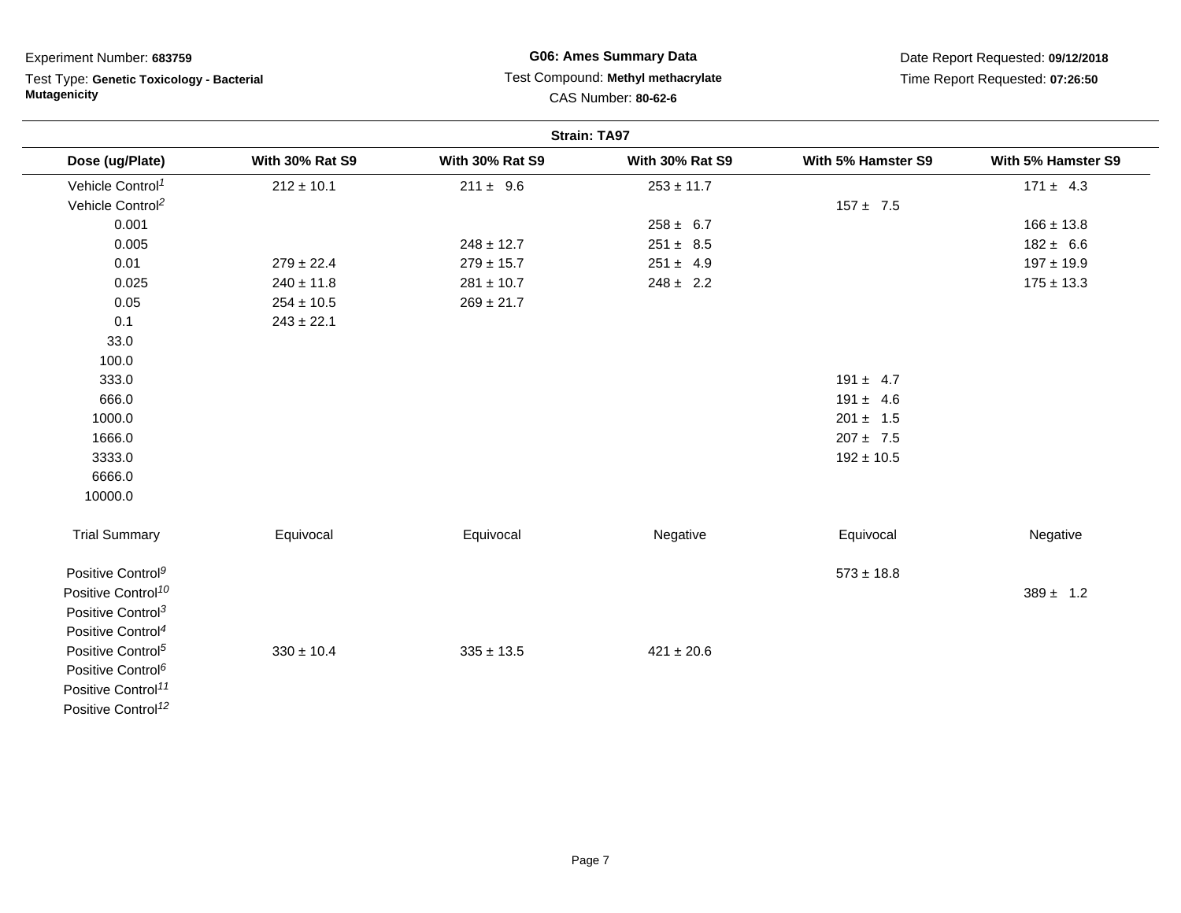Experiment Number: **683759**

Test Type: **Genetic Toxicology - Bacterial Mutagenicity**

**G06: Ames Summary Data**

Test Compound: **Methyl methacrylate**

CAS Number: **80-62-6**

Date Report Requested: **09/12/2018**

Time Report Requested: **07:26:50**

**Strain: TA97**

| Dose (ug/Plate) | With 30% Rat S9 | With 30% Rat S9 | With 30% Rat S9 | With 5% Hamster S9 | With 5% Hamster S9 |
|---|---|---|---|---|---|
| Vehicle Control[1] | 212 ± 10.1 | 211 ± 9.6 | 253 ± 11.7 | | 171 ± 4.3 |
| Vehicle Control[2] | | | | 157 ± 7.5 | |
| 0.001 | | | 258 ± 6.7 | | 166 ± 13.8 |
| 0.005 | | 248 ± 12.7 | 251 ± 8.5 | | 182 ± 6.6 |
| 0.01 | 279 ± 22.4 | 279 ± 15.7 | 251 ± 4.9 | | 197 ± 19.9 |
| 0.025 | 240 ± 11.8 | 281 ± 10.7 | 248 ± 2.2 | | 175 ± 13.3 |
| 0.05 | 254 ± 10.5 | 269 ± 21.7 | | | |
| 0.1 | 243 ± 22.1 | | | | |
| 33.0 | | | | | |
| 100.0 | | | | | |
| 333.0 | | | | 191 ± 4.7 | |
| 666.0 | | | | 191 ± 4.6 | |
| 1000.0 | | | | 201 ± 1.5 | |
| 1666.0 | | | | 207 ± 7.5 | |
| 3333.0 | | | | 192 ± 10.5 | |
| 6666.0 | | | | | |
| 10000.0 | | | | | |
| Trial Summary | Equivocal | Equivocal | Negative | Equivocal | Negative |
| Positive Control[9] | | | | 573 ± 18.8 | |
| Positive Control[10] | | | | | 389 ± 1.2 |
| Positive Control[3] | | | | | |
| Positive Control[4] | | | | | |
| Positive Control[5] | 330 ± 10.4 | 335 ± 13.5 | 421 ± 20.6 | | |
| Positive Control[6] | | | | | |
| Positive Control[11] | | | | | |
| Positive Control[12] | | | | | |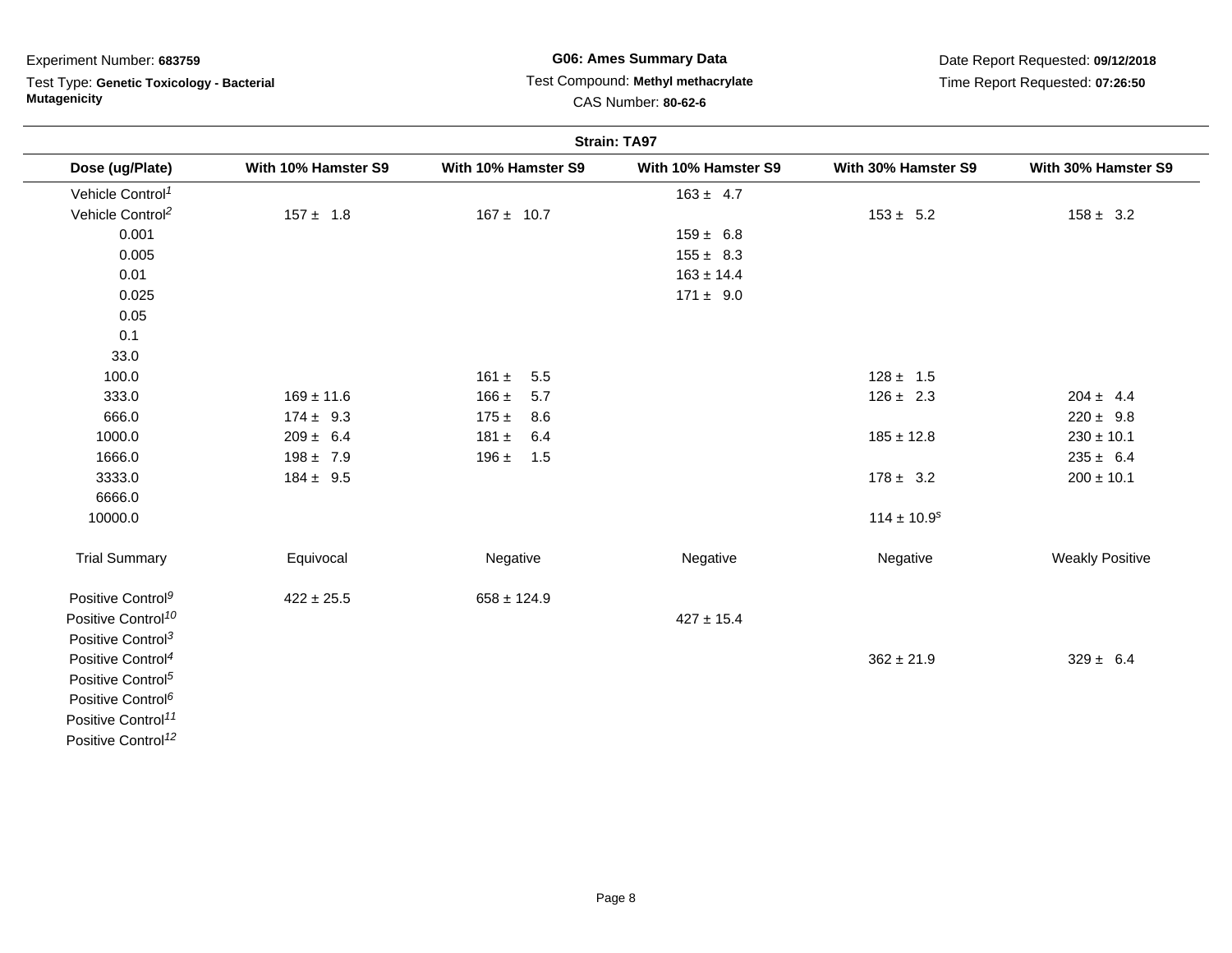Experiment Number: **683759**

Test Type: **Genetic Toxicology - Bacterial Mutagenicity**

**G06: Ames Summary Data**

Test Compound: **Methyl methacrylate**

CAS Number: **80-62-6**

Date Report Requested: **09/12/2018**

Time Report Requested: **07:26:50**

**Strain: TA97**

| Dose (ug/Plate) | With 10% Hamster S9 | With 10% Hamster S9 | With 10% Hamster S9 | With 30% Hamster S9 | With 30% Hamster S9 |
|---|---|---|---|---|---|
| Vehicle Control[1] | | | 163 ± 4.7 | | |
| Vehicle Control[2] | 157 ± 1.8 | 167 ± 10.7 | | 153 ± 5.2 | 158 ± 3.2 |
| 0.001 | | | 159 ± 6.8 | | |
| 0.005 | | | 155 ± 8.3 | | |
| 0.01 | | | 163 ± 14.4 | | |
| 0.025 | | | 171 ± 9.0 | | |
| 0.05 | | | | | |
| 0.1 | | | | | |
| 33.0 | | | | | |
| 100.0 | | 161 ± 5.5 | | 128 ± 1.5 | |
| 333.0 | 169 ± 11.6 | 166 ± 5.7 | | 126 ± 2.3 | 204 ± 4.4 |
| 666.0 | 174 ± 9.3 | 175 ± 8.6 | | | 220 ± 9.8 |
| 1000.0 | 209 ± 6.4 | 181 ± 6.4 | | 185 ± 12.8 | 230 ± 10.1 |
| 1666.0 | 198 ± 7.9 | 196 ± 1.5 | | | 235 ± 6.4 |
| 3333.0 | 184 ± 9.5 | | | 178 ± 3.2 | 200 ± 10.1 |
| 6666.0 | | | | | |
| 10000.0 | | | | 114 ± 10.9[s] | |
| Trial Summary | Equivocal | Negative | Negative | Negative | Weakly Positive |
| Positive Control[9] | 422 ± 25.5 | 658 ± 124.9 | | | |
| Positive Control[10] | | | 427 ± 15.4 | | |
| Positive Control[3] | | | | | |
| Positive Control[4] | | | | 362 ± 21.9 | 329 ± 6.4 |
| Positive Control[5] | | | | | |
| Positive Control[6] | | | | | |
| Positive Control[11] | | | | | |
| Positive Control[12] | | | | | |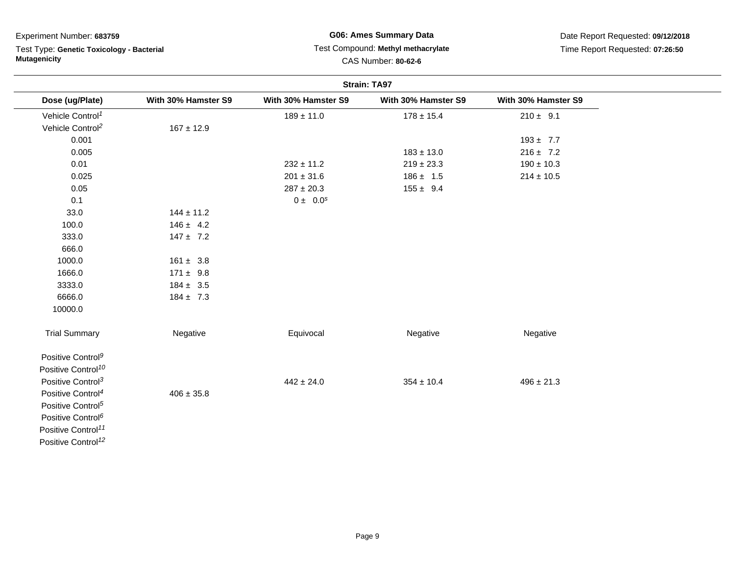Experiment Number: **683759**

Test Type: **Genetic Toxicology - Bacterial Mutagenicity**

**G06: Ames Summary Data**

Test Compound: **Methyl methacrylate**

CAS Number: **80-62-6**

Date Report Requested: **09/12/2018**

Time Report Requested: **07:26:50**

**Strain: TA97**

| Dose (ug/Plate) | With 30% Hamster S9 | With 30% Hamster S9 | With 30% Hamster S9 | With 30% Hamster S9 |
|---|---|---|---|---|
| Vehicle Control[1] | | 189 ± 11.0 | 178 ± 15.4 | 210 ± 9.1 |
| Vehicle Control[2] | 167 ± 12.9 | | | |
| 0.001 | | | | 193 ± 7.7 |
| 0.005 | | | 183 ± 13.0 | 216 ± 7.2 |
| 0.01 | | 232 ± 11.2 | 219 ± 23.3 | 190 ± 10.3 |
| 0.025 | | 201 ± 31.6 | 186 ± 1.5 | 214 ± 10.5 |
| 0.05 | | 287 ± 20.3 | 155 ± 9.4 | |
| 0.1 | | 0 ± 0.0[s] | | |
| 33.0 | 144 ± 11.2 | | | |
| 100.0 | 146 ± 4.2 | | | |
| 333.0 | 147 ± 7.2 | | | |
| 666.0 | | | | |
| 1000.0 | 161 ± 3.8 | | | |
| 1666.0 | 171 ± 9.8 | | | |
| 3333.0 | 184 ± 3.5 | | | |
| 6666.0 | 184 ± 7.3 | | | |
| 10000.0 | | | | |
| Trial Summary | Negative | Equivocal | Negative | Negative |
| Positive Control[9] | | | | |
| Positive Control[10] | | | | |
| Positive Control[3] | | 442 ± 24.0 | 354 ± 10.4 | 496 ± 21.3 |
| Positive Control[4] | 406 ± 35.8 | | | |
| Positive Control[5] | | | | |
| Positive Control[6] | | | | |
| Positive Control[11] | | | | |
| Positive Control[12] | | | | |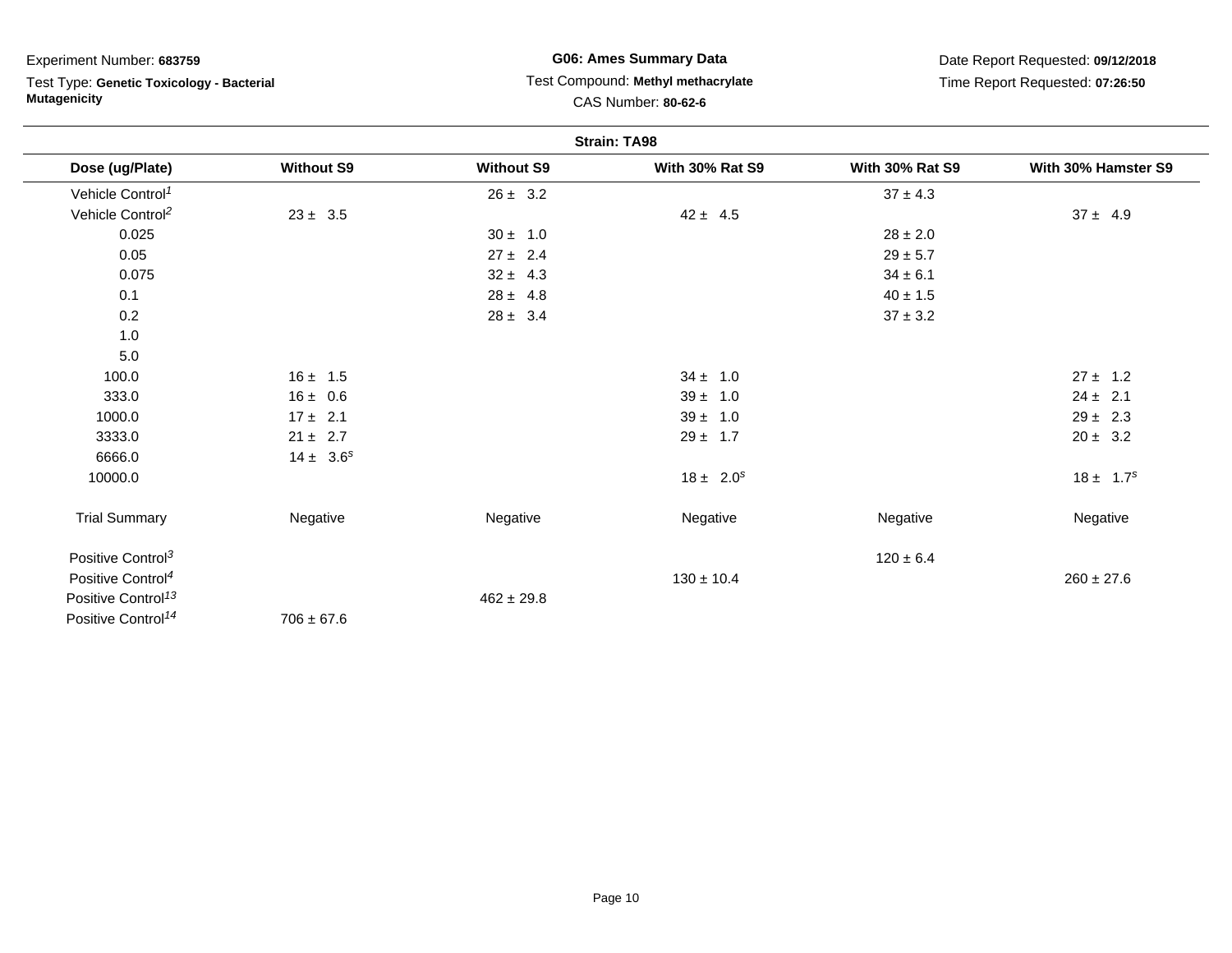Experiment Number: **683759**

Test Type: **Genetic Toxicology - Bacterial Mutagenicity**

**G06: Ames Summary Data**

Test Compound: **Methyl methacrylate**

CAS Number: **80-62-6**

Date Report Requested: **09/12/2018**

Time Report Requested: **07:26:50**

**Strain: TA98**

| Dose (ug/Plate) | Without S9 | Without S9 | With 30% Rat S9 | With 30% Rat S9 | With 30% Hamster S9 |
|---|---|---|---|---|---|
| Vehicle Control[1] | | 26 ± 3.2 | | 37 ± 4.3 | |
| Vehicle Control[2] | 23 ± 3.5 | | 42 ± 4.5 | | 37 ± 4.9 |
| 0.025 | | 30 ± 1.0 | | 28 ± 2.0 | |
| 0.05 | | 27 ± 2.4 | | 29 ± 5.7 | |
| 0.075 | | 32 ± 4.3 | | 34 ± 6.1 | |
| 0.1 | | 28 ± 4.8 | | 40 ± 1.5 | |
| 0.2 | | 28 ± 3.4 | | 37 ± 3.2 | |
| 1.0 | | | | | |
| 5.0 | | | | | |
| 100.0 | 16 ± 1.5 | | 34 ± 1.0 | | 27 ± 1.2 |
| 333.0 | 16 ± 0.6 | | 39 ± 1.0 | | 24 ± 2.1 |
| 1000.0 | 17 ± 2.1 | | 39 ± 1.0 | | 29 ± 2.3 |
| 3333.0 | 21 ± 2.7 | | 29 ± 1.7 | | 20 ± 3.2 |
| 6666.0 | 14 ± 3.6[s] | | | | |
| 10000.0 | | | 18 ± 2.0[s] | | 18 ± 1.7[s] |
| Trial Summary | Negative | Negative | Negative | Negative | Negative |
| Positive Control[3] | | | | 120 ± 6.4 | |
| Positive Control[4] | | | 130 ± 10.4 | | 260 ± 27.6 |
| Positive Control[13] | | 462 ± 29.8 | | | |
| Positive Control[14] | 706 ± 67.6 | | | | |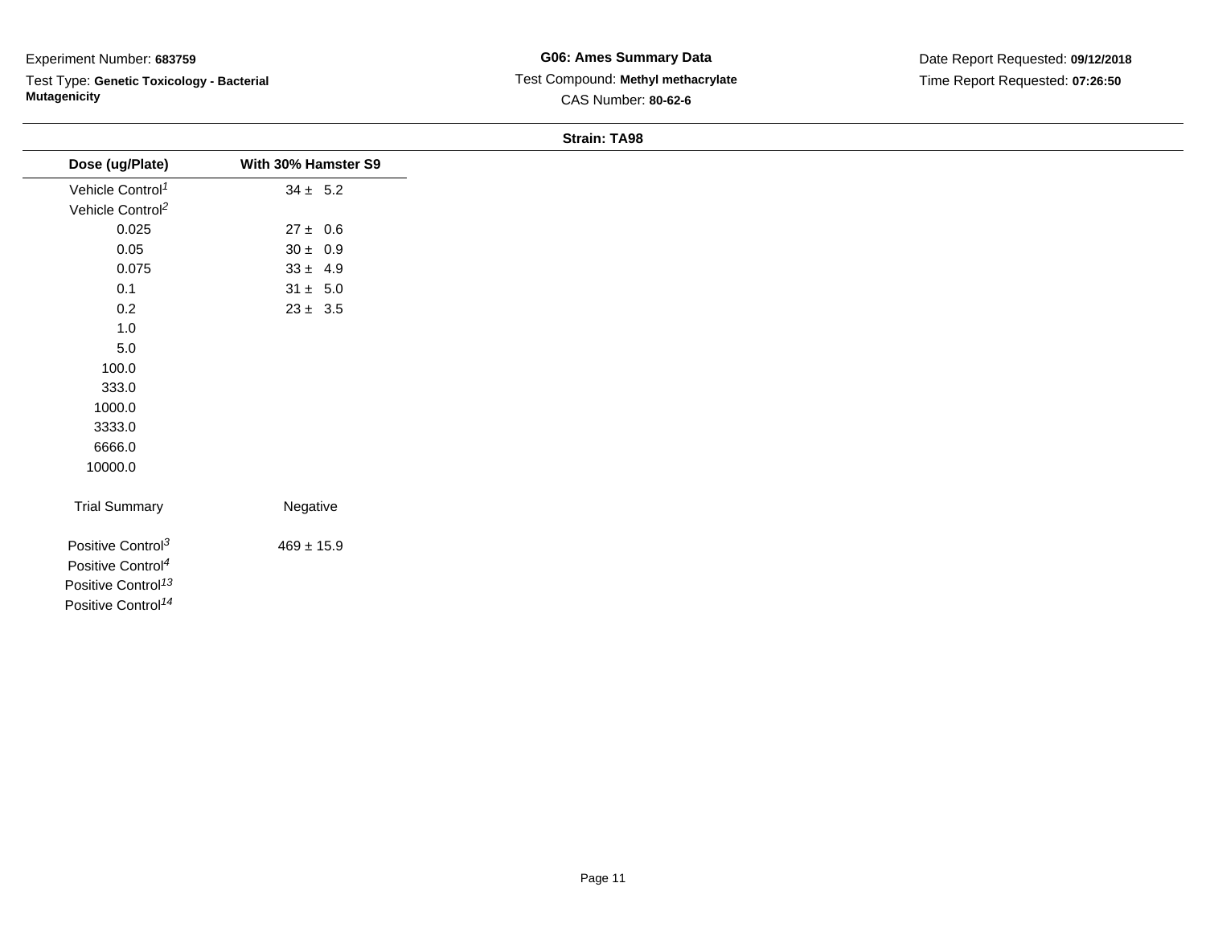Experiment Number: **683759**

Test Type: **Genetic Toxicology - Bacterial Mutagenicity**

**G06: Ames Summary Data**

Test Compound: **Methyl methacrylate**

CAS Number: **80-62-6**

Date Report Requested: **09/12/2018**

Time Report Requested: **07:26:50**

**Strain: TA98**

| Dose (ug/Plate) | With 30% Hamster S9 |
|---|---|
| Vehicle Control[1] | 34 ± 5.2 |
| Vehicle Control[2] | |
| 0.025 | 27 ± 0.6 |
| 0.05 | 30 ± 0.9 |
| 0.075 | 33 ± 4.9 |
| 0.1 | 31 ± 5.0 |
| 0.2 | 23 ± 3.5 |
| 1.0 | |
| 5.0 | |
| 100.0 | |
| 333.0 | |
| 1000.0 | |
| 3333.0 | |
| 6666.0 | |
| 10000.0 | |
| Trial Summary | Negative |
| Positive Control[3] | 469 ± 15.9 |
| Positive Control[4] | |
| Positive Control[13] | |
| Positive Control[14] | |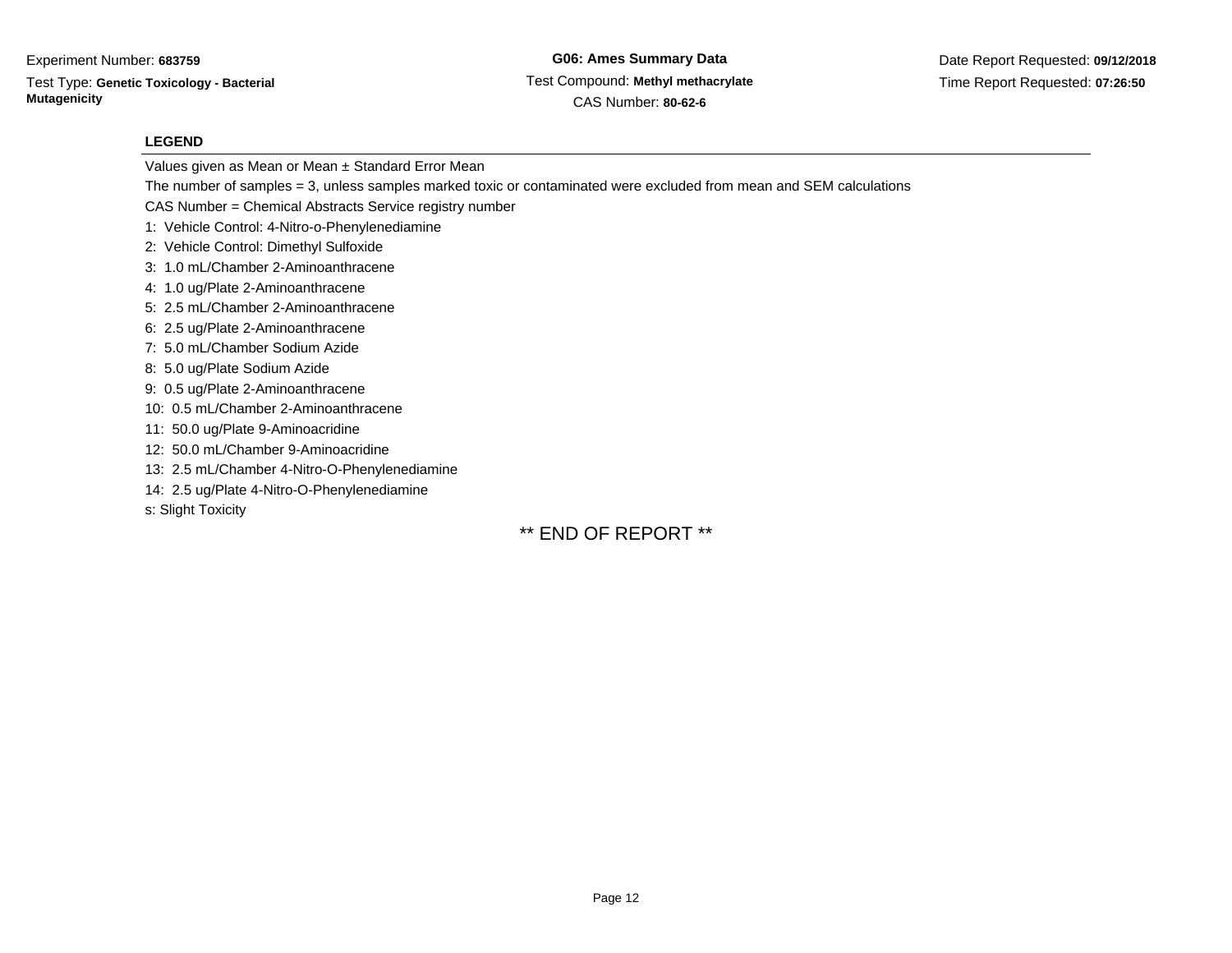Experiment Number: **683759**

Test Type: **Genetic Toxicology - Bacterial Mutagenicity**

**G06: Ames Summary Data**

Test Compound: **Methyl methacrylate**

CAS Number: **80-62-6**

Date Report Requested: **09/12/2018**

Time Report Requested: **07:26:50**

**LEGEND**

Values given as Mean or Mean ± Standard Error Mean

The number of samples = 3, unless samples marked toxic or contaminated were excluded from mean and SEM calculations

CAS Number = Chemical Abstracts Service registry number

1: Vehicle Control: 4-Nitro-o-Phenylenediamine

2: Vehicle Control: Dimethyl Sulfoxide

3: 1.0 mL/Chamber 2-Aminoanthracene

4: 1.0 ug/Plate 2-Aminoanthracene

5: 2.5 mL/Chamber 2-Aminoanthracene

6: 2.5 ug/Plate 2-Aminoanthracene

7: 5.0 mL/Chamber Sodium Azide

8: 5.0 ug/Plate Sodium Azide

9: 0.5 ug/Plate 2-Aminoanthracene

10: 0.5 mL/Chamber 2-Aminoanthracene

11: 50.0 ug/Plate 9-Aminoacridine

12: 50.0 mL/Chamber 9-Aminoacridine

13: 2.5 mL/Chamber 4-Nitro-O-Phenylenediamine

14: 2.5 ug/Plate 4-Nitro-O-Phenylenediamine

s: Slight Toxicity

** END OF REPORT **